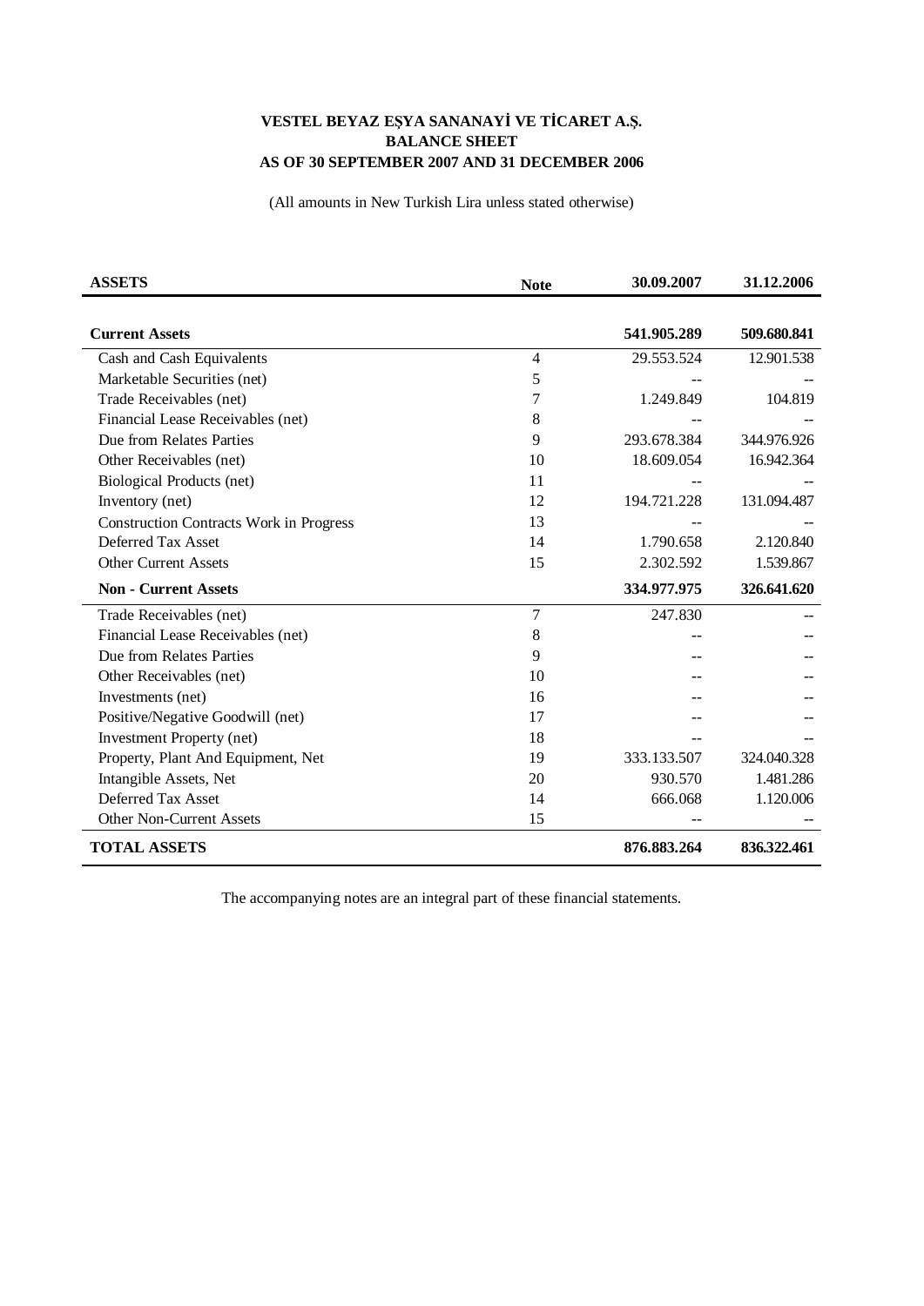**VESTEL BEYAZ EŞYA SANANAYİ VE TİCARET A.Ş.**
**BALANCE SHEET**
**AS OF 30 SEPTEMBER 2007 AND 31 DECEMBER 2006**

(All amounts in New Turkish Lira unless stated otherwise)

| ASSETS | Note | 30.09.2007 | 31.12.2006 |
|---|---|---|---|
| **Current Assets** | | **541.905.289** | **509.680.841** |
| Cash and Cash Equivalents | 4 | 29.553.524 | 12.901.538 |
| Marketable Securities (net) | 5 | -- | -- |
| Trade Receivables (net) | 7 | 1.249.849 | 104.819 |
| Financial Lease Receivables (net) | 8 | -- | -- |
| Due from Relates Parties | 9 | 293.678.384 | 344.976.926 |
| Other Receivables (net) | 10 | 18.609.054 | 16.942.364 |
| Biological Products (net) | 11 | -- | -- |
| Inventory (net) | 12 | 194.721.228 | 131.094.487 |
| Construction Contracts Work in Progress | 13 | -- | -- |
| Deferred Tax Asset | 14 | 1.790.658 | 2.120.840 |
| Other Current Assets | 15 | 2.302.592 | 1.539.867 |
| **Non - Current Assets** | | **334.977.975** | **326.641.620** |
| Trade Receivables (net) | 7 | 247.830 | -- |
| Financial Lease Receivables (net) | 8 | -- | -- |
| Due from Relates Parties | 9 | -- | -- |
| Other Receivables (net) | 10 | -- | -- |
| Investments (net) | 16 | -- | -- |
| Positive/Negative Goodwill (net) | 17 | -- | -- |
| Investment Property (net) | 18 | -- | -- |
| Property, Plant And Equipment, Net | 19 | 333.133.507 | 324.040.328 |
| Intangible Assets, Net | 20 | 930.570 | 1.481.286 |
| Deferred Tax Asset | 14 | 666.068 | 1.120.006 |
| Other Non-Current Assets | 15 | -- | -- |
| **TOTAL ASSETS** | | **876.883.264** | **836.322.461** |

The accompanying notes are an integral part of these financial statements.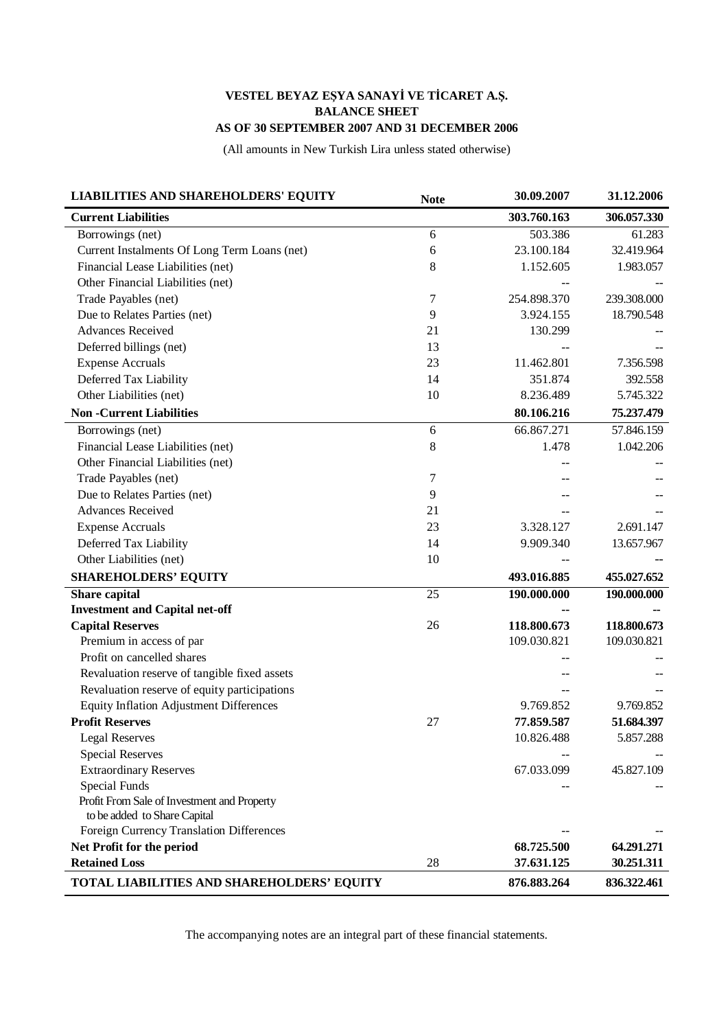**VESTEL BEYAZ EŞYA SANAYİ VE TİCARET A.Ş.**
**BALANCE SHEET**
**AS OF 30 SEPTEMBER 2007 AND 31 DECEMBER 2006**

(All amounts in New Turkish Lira unless stated otherwise)

| LIABILITIES AND SHAREHOLDERS' EQUITY | Note | 30.09.2007 | 31.12.2006 |
|---|---|---|---|
| **Current Liabilities** | | **303.760.163** | **306.057.330** |
| Borrowings (net) | 6 | 503.386 | 61.283 |
| Current Instalments Of Long Term Loans (net) | 6 | 23.100.184 | 32.419.964 |
| Financial Lease Liabilities (net) | 8 | 1.152.605 | 1.983.057 |
| Other Financial Liabilities (net) | | -- | -- |
| Trade Payables (net) | 7 | 254.898.370 | 239.308.000 |
| Due to Relates Parties (net) | 9 | 3.924.155 | 18.790.548 |
| Advances Received | 21 | 130.299 | -- |
| Deferred billings (net) | 13 | -- | -- |
| Expense Accruals | 23 | 11.462.801 | 7.356.598 |
| Deferred Tax Liability | 14 | 351.874 | 392.558 |
| Other Liabilities (net) | 10 | 8.236.489 | 5.745.322 |
| **Non -Current Liabilities** | | **80.106.216** | **75.237.479** |
| Borrowings (net) | 6 | 66.867.271 | 57.846.159 |
| Financial Lease Liabilities (net) | 8 | 1.478 | 1.042.206 |
| Other Financial Liabilities (net) | | -- | -- |
| Trade Payables (net) | 7 | -- | -- |
| Due to Relates Parties (net) | 9 | -- | -- |
| Advances Received | 21 | -- | -- |
| Expense Accruals | 23 | 3.328.127 | 2.691.147 |
| Deferred Tax Liability | 14 | 9.909.340 | 13.657.967 |
| Other Liabilities (net) | 10 | -- | -- |
| **SHAREHOLDERS' EQUITY** | | **493.016.885** | **455.027.652** |
| **Share capital** | 25 | **190.000.000** | **190.000.000** |
| **Investment and Capital net-off** | | **--** | **--** |
| **Capital Reserves** | 26 | **118.800.673** | **118.800.673** |
| Premium in access of par | | 109.030.821 | 109.030.821 |
| Profit on cancelled shares | | -- | -- |
| Revaluation reserve of tangible fixed assets | | -- | -- |
| Revaluation reserve of equity participations | | -- | -- |
| Equity Inflation Adjustment Differences | | 9.769.852 | 9.769.852 |
| **Profit Reserves** | 27 | **77.859.587** | **51.684.397** |
| Legal Reserves | | 10.826.488 | 5.857.288 |
| Special Reserves | | -- | -- |
| Extraordinary Reserves | | 67.033.099 | 45.827.109 |
| Special Funds | | -- | -- |
| Profit From Sale of Investment and Property to be added to Share Capital | | | |
| Foreign Currency Translation Differences | | -- | -- |
| **Net Profit for the period** | | **68.725.500** | **64.291.271** |
| **Retained Loss** | 28 | **37.631.125** | **30.251.311** |
| **TOTAL LIABILITIES AND SHAREHOLDERS' EQUITY** | | **876.883.264** | **836.322.461** |

The accompanying notes are an integral part of these financial statements.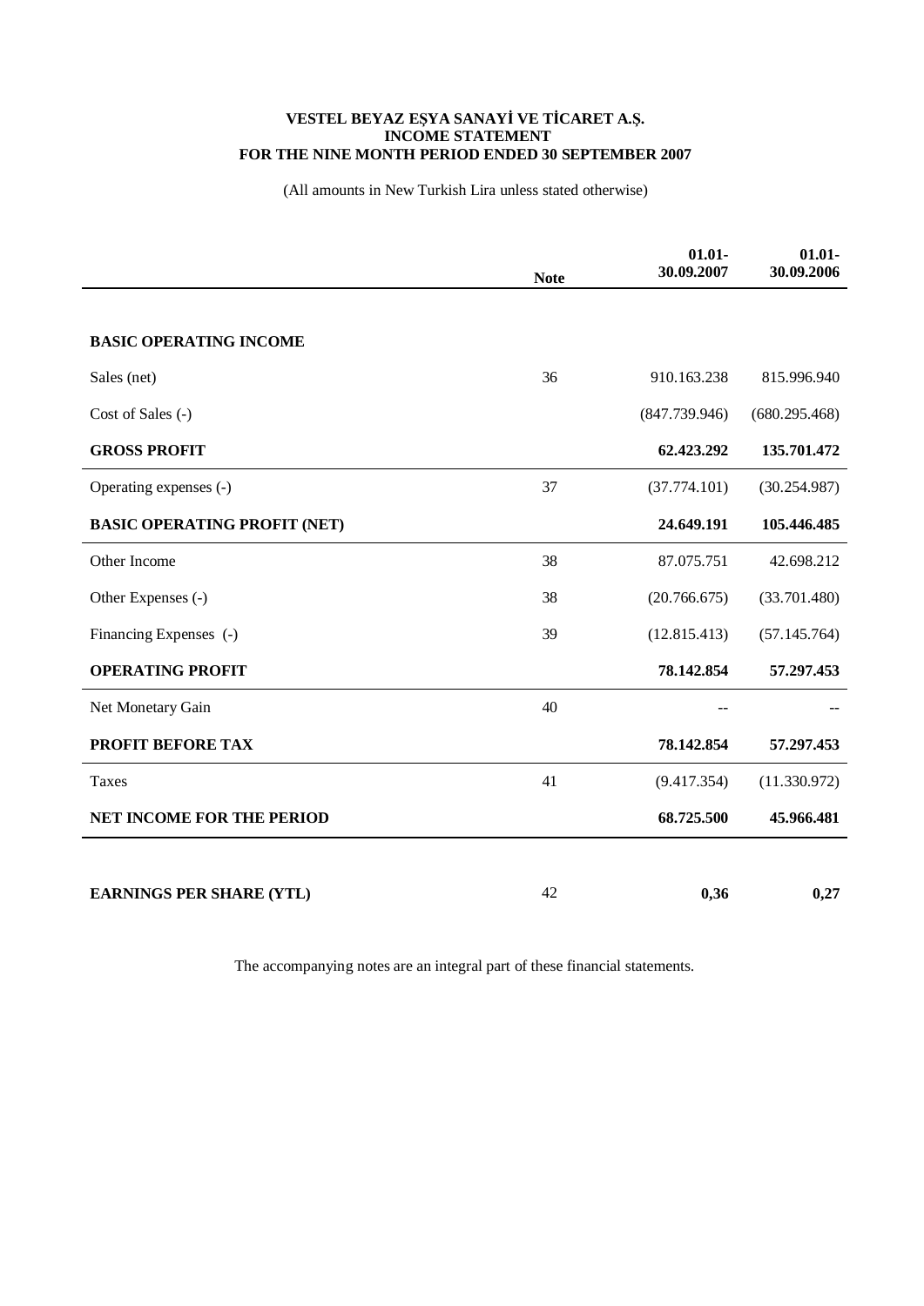**VESTEL BEYAZ EŞYA SANAYİ VE TİCARET A.Ş.**
**INCOME STATEMENT**
**FOR THE NINE MONTH PERIOD ENDED 30 SEPTEMBER 2007**

(All amounts in New Turkish Lira unless stated otherwise)

| | Note | 01.01-30.09.2007 | 01.01-30.09.2006 |
|---|---|---|---|
| **BASIC OPERATING INCOME** | | | |
| Sales (net) | 36 | 910.163.238 | 815.996.940 |
| Cost of Sales (-) | | (847.739.946) | (680.295.468) |
| **GROSS PROFIT** | | **62.423.292** | **135.701.472** |
| Operating expenses (-) | 37 | (37.774.101) | (30.254.987) |
| **BASIC OPERATING PROFIT (NET)** | | **24.649.191** | **105.446.485** |
| Other Income | 38 | 87.075.751 | 42.698.212 |
| Other Expenses (-) | 38 | (20.766.675) | (33.701.480) |
| Financing Expenses (-) | 39 | (12.815.413) | (57.145.764) |
| **OPERATING PROFIT** | | **78.142.854** | **57.297.453** |
| Net Monetary Gain | 40 | -- | -- |
| **PROFIT BEFORE TAX** | | **78.142.854** | **57.297.453** |
| Taxes | 41 | (9.417.354) | (11.330.972) |
| **NET INCOME FOR THE PERIOD** | | **68.725.500** | **45.966.481** |
| **EARNINGS PER SHARE (YTL)** | 42 | **0,36** | **0,27** |

The accompanying notes are an integral part of these financial statements.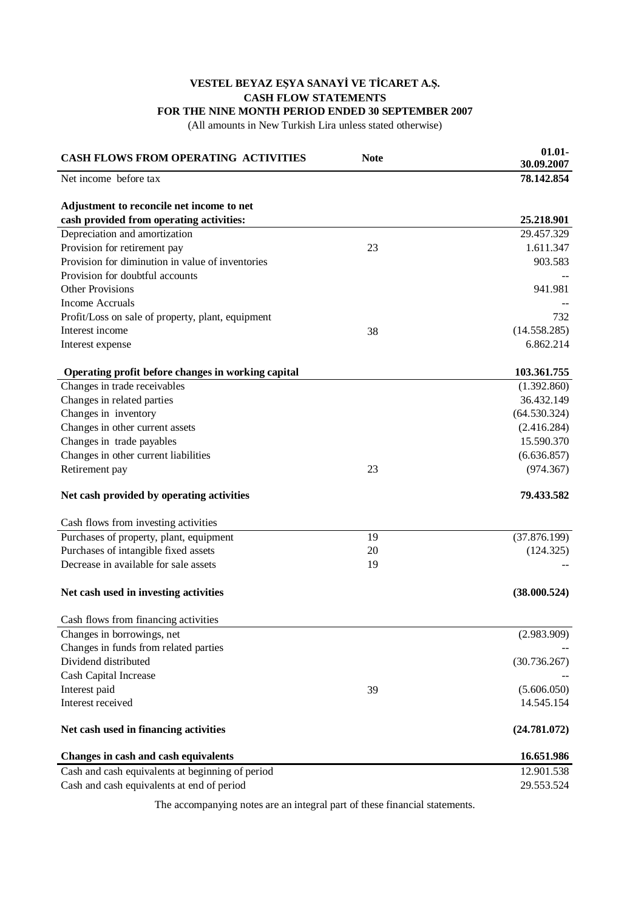# VESTEL BEYAZ EŞYA SANAYİ VE TİCARET A.Ş.
## CASH FLOW STATEMENTS
## FOR THE NINE MONTH PERIOD ENDED 30 SEPTEMBER 2007

(All amounts in New Turkish Lira unless stated otherwise)

| **CASH FLOWS FROM OPERATING ACTIVITIES** | **Note** | **01.01-30.09.2007** |
|---|---|---|
| Net income before tax | | **78.142.854** |
| | | |
| **Adjustment to reconcile net income to net cash provided from operating activities:** | | **25.218.901** |
| Depreciation and amortization | | 29.457.329 |
| Provision for retirement pay | 23 | 1.611.347 |
| Provision for diminution in value of inventories | | 903.583 |
| Provision for doubtful accounts | | -- |
| Other Provisions | | 941.981 |
| Income Accruals | | -- |
| Profit/Loss on sale of property, plant, equipment | | 732 |
| Interest income | 38 | (14.558.285) |
| Interest expense | | 6.862.214 |
| | | |
| **Operating profit before changes in working capital** | | **103.361.755** |
| Changes in trade receivables | | (1.392.860) |
| Changes in related parties | | 36.432.149 |
| Changes in inventory | | (64.530.324) |
| Changes in other current assets | | (2.416.284) |
| Changes in trade payables | | 15.590.370 |
| Changes in other current liabilities | | (6.636.857) |
| Retirement pay | 23 | (974.367) |
| | | |
| **Net cash provided by operating activities** | | **79.433.582** |
| | | |
| Cash flows from investing activities | | |
| Purchases of property, plant, equipment | 19 | (37.876.199) |
| Purchases of intangible fixed assets | 20 | (124.325) |
| Decrease in available for sale assets | 19 | -- |
| | | |
| **Net cash used in investing activities** | | **(38.000.524)** |
| | | |
| Cash flows from financing activities | | |
| Changes in borrowings, net | | (2.983.909) |
| Changes in funds from related parties | | -- |
| Dividend distributed | | (30.736.267) |
| Cash Capital Increase | | -- |
| Interest paid | 39 | (5.606.050) |
| Interest received | | 14.545.154 |
| | | |
| **Net cash used in financing activities** | | **(24.781.072)** |
| | | |
| **Changes in cash and cash equivalents** | | **16.651.986** |
| Cash and cash equivalents at beginning of period | | 12.901.538 |
| Cash and cash equivalents at end of period | | 29.553.524 |

The accompanying notes are an integral part of these financial statements.